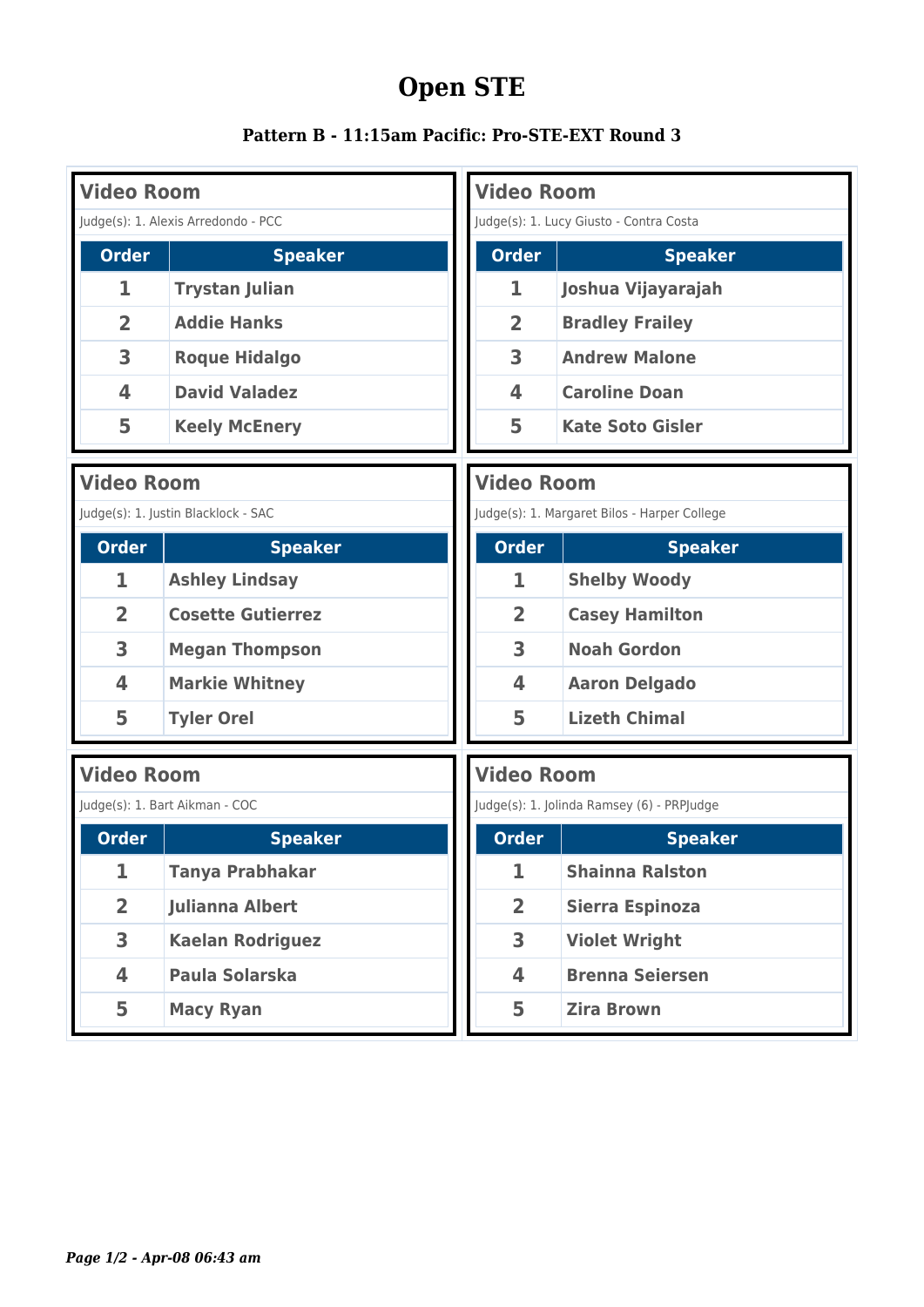# Open STE

### Pattern B - 11:15am Pacific: Pro-STE-EXT Round 3

**Video Room**

Judge(s): 1. Alexis Arredondo - PCC

| Order | Speaker |
|---|---|
| 1 | Trystan Julian |
| 2 | Addie Hanks |
| 3 | Roque Hidalgo |
| 4 | David Valadez |
| 5 | Keely McEnery |

**Video Room**

Judge(s): 1. Lucy Giusto - Contra Costa

| Order | Speaker |
|---|---|
| 1 | Joshua Vijayarajah |
| 2 | Bradley Frailey |
| 3 | Andrew Malone |
| 4 | Caroline Doan |
| 5 | Kate Soto Gisler |

**Video Room**

Judge(s): 1. Justin Blacklock - SAC

| Order | Speaker |
|---|---|
| 1 | Ashley Lindsay |
| 2 | Cosette Gutierrez |
| 3 | Megan Thompson |
| 4 | Markie Whitney |
| 5 | Tyler Orel |

**Video Room**

Judge(s): 1. Margaret Bilos - Harper College

| Order | Speaker |
|---|---|
| 1 | Shelby Woody |
| 2 | Casey Hamilton |
| 3 | Noah Gordon |
| 4 | Aaron Delgado |
| 5 | Lizeth Chimal |

**Video Room**

Judge(s): 1. Bart Aikman - COC

| Order | Speaker |
|---|---|
| 1 | Tanya Prabhakar |
| 2 | Julianna Albert |
| 3 | Kaelan Rodriguez |
| 4 | Paula Solarska |
| 5 | Macy Ryan |

**Video Room**

Judge(s): 1. Jolinda Ramsey (6) - PRPJudge

| Order | Speaker |
|---|---|
| 1 | Shainna Ralston |
| 2 | Sierra Espinoza |
| 3 | Violet Wright |
| 4 | Brenna Seiersen |
| 5 | Zira Brown |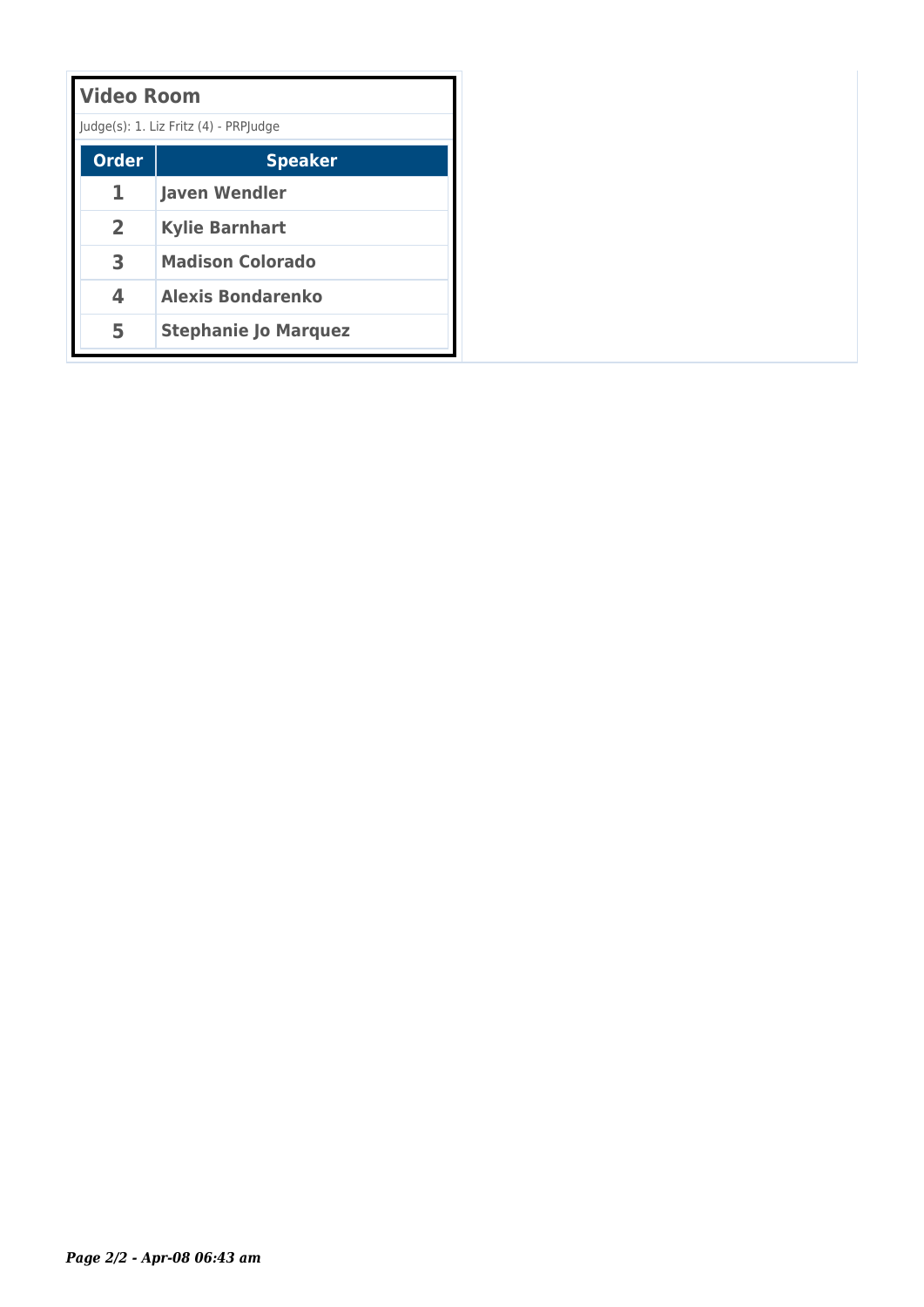## Video Room

Judge(s): 1. Liz Fritz (4) - PRPJudge

| Order | Speaker |
| --- | --- |
| 1 | Javen Wendler |
| 2 | Kylie Barnhart |
| 3 | Madison Colorado |
| 4 | Alexis Bondarenko |
| 5 | Stephanie Jo Marquez |